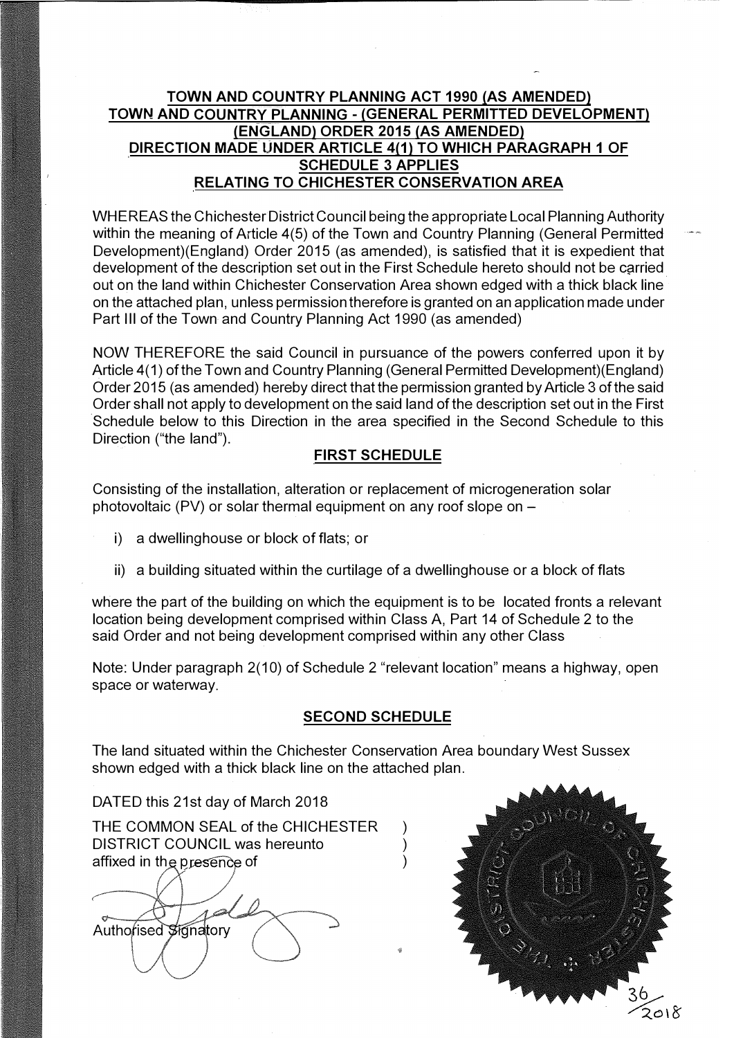**TOWN AND COUNTRY PLANNING ACT 1990 (AS AMENDED)**
**TOWN AND COUNTRY PLANNING - (GENERAL PERMITTED DEVELOPMENT) (ENGLAND) ORDER 2015 (AS AMENDED)**
**DIRECTION MADE UNDER ARTICLE 4(1) TO WHICH PARAGRAPH 1 OF SCHEDULE 3 APPLIES**
**RELATING TO CHICHESTER CONSERVATION AREA**

WHEREAS the Chichester District Council being the appropriate Local Planning Authority within the meaning of Article 4(5) of the Town and Country Planning (General Permitted Development)(England) Order 2015 (as amended), is satisfied that it is expedient that development of the description set out in the First Schedule hereto should not be carried out on the land within Chichester Conservation Area shown edged with a thick black line on the attached plan, unless permission therefore is granted on an application made under Part III of the Town and Country Planning Act 1990 (as amended)

NOW THEREFORE the said Council in pursuance of the powers conferred upon it by Article 4(1) of the Town and Country Planning (General Permitted Development)(England) Order 2015 (as amended) hereby direct that the permission granted by Article 3 of the said Order shall not apply to development on the said land of the description set out in the First Schedule below to this Direction in the area specified in the Second Schedule to this Direction ("the land").

**FIRST SCHEDULE**

Consisting of the installation, alteration or replacement of microgeneration solar photovoltaic (PV) or solar thermal equipment on any roof slope on –

i) a dwellinghouse or block of flats; or

ii) a building situated within the curtilage of a dwellinghouse or a block of flats

where the part of the building on which the equipment is to be located fronts a relevant location being development comprised within Class A, Part 14 of Schedule 2 to the said Order and not being development comprised within any other Class

Note: Under paragraph 2(10) of Schedule 2 "relevant location" means a highway, open space or waterway.

**SECOND SCHEDULE**

The land situated within the Chichester Conservation Area boundary West Sussex shown edged with a thick black line on the attached plan.

DATED this 21st day of March 2018

THE COMMON SEAL of the CHICHESTER DISTRICT COUNCIL was hereunto affixed in the presence of

Authorised Signatory

36/2018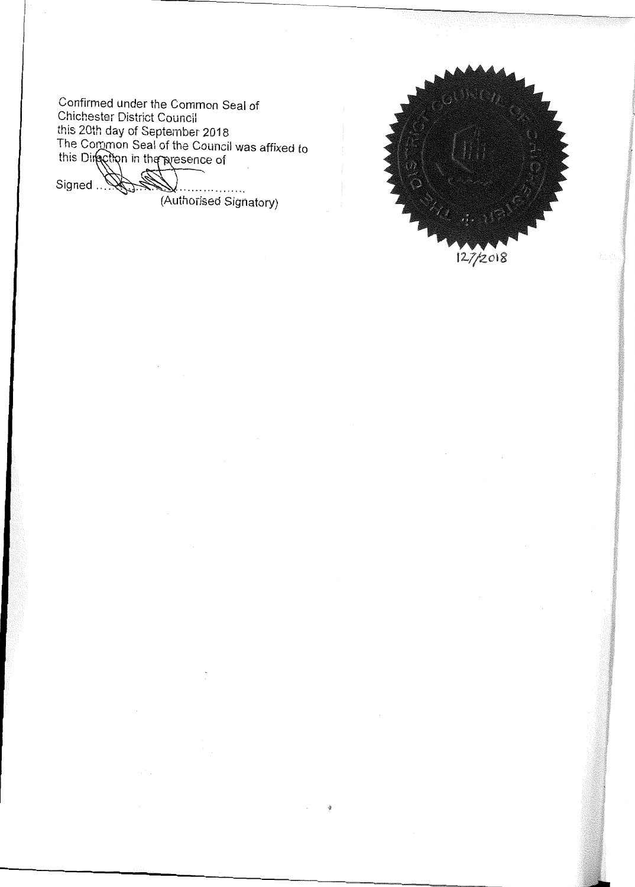Confirmed under the Common Seal of
Chichester District Council
this 20th day of September 2018
The Common Seal of the Council was affixed to
this Direction in the presence of

Signed ..............................
(Authorised Signatory)

THE DISTRICT COUNCIL OF CHICHESTER

127/2018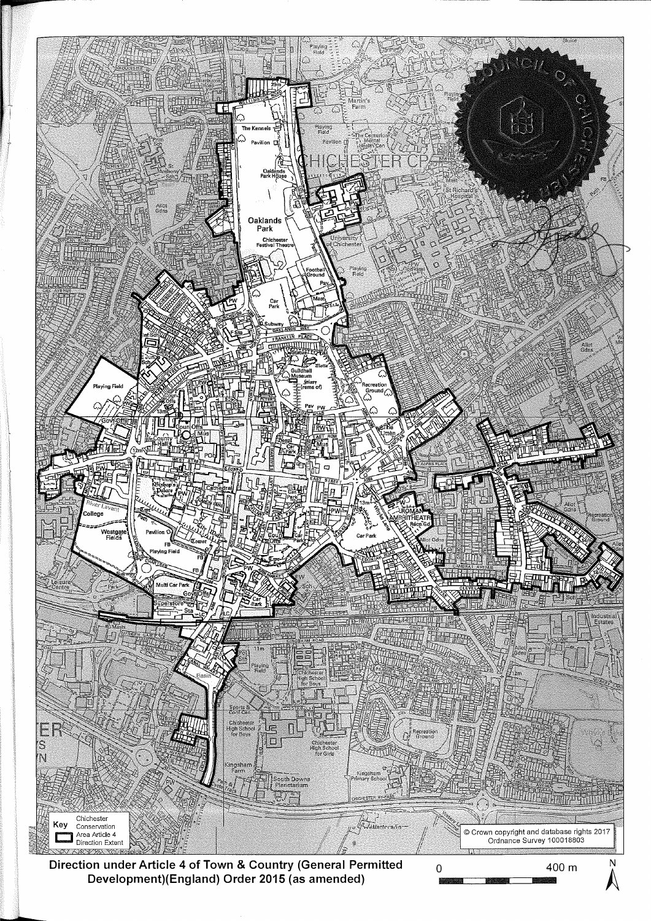Key: Chichester Conservation Area Article 4 Direction Extent

© Crown copyright and database rights 2017 Ordnance Survey 100018803

0 400 m

N

**Direction under Article 4 of Town & Country (General Permitted Development)(England) Order 2015 (as amended)**